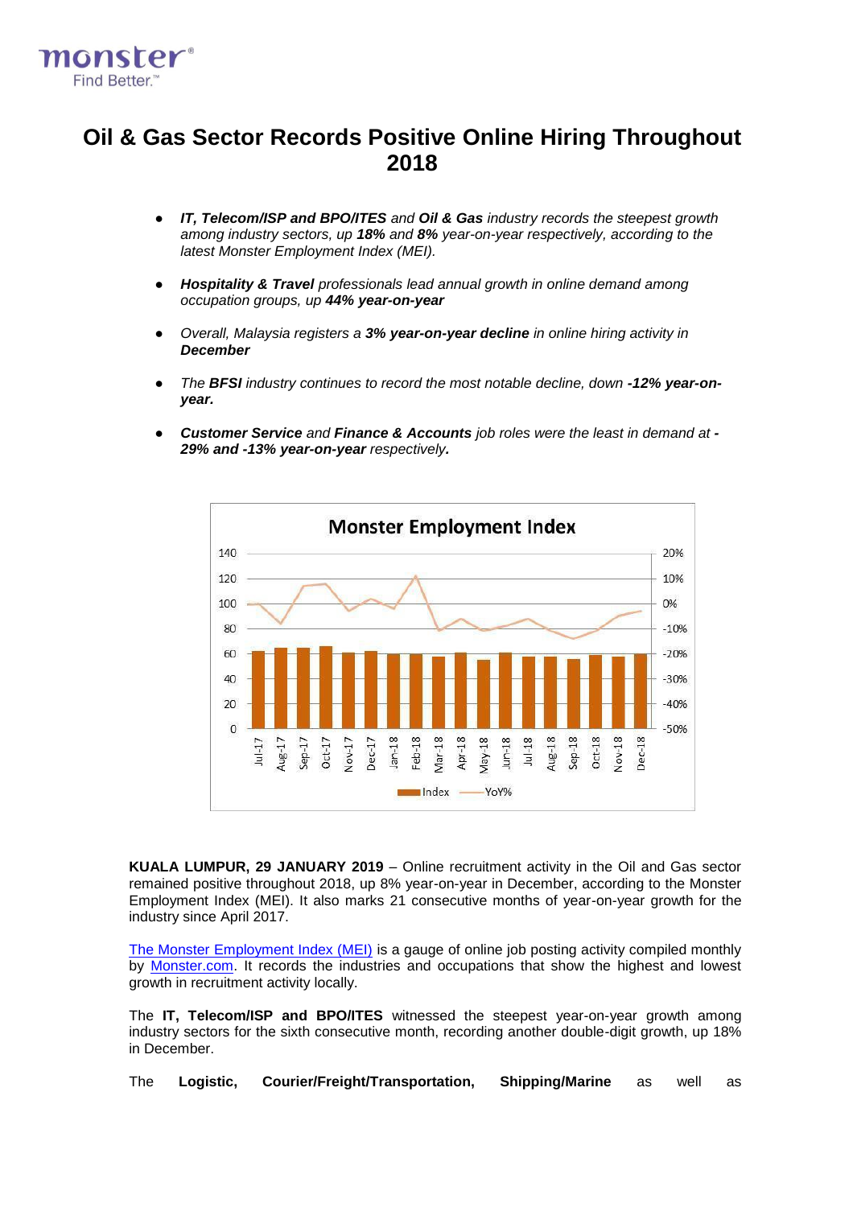# Oil & Gas Sector Records Positive Online Hiring Throughout 2018

- ***IT, Telecom/ISP and BPO/ITES*** *and* ***Oil & Gas*** *industry records the steepest growth among industry sectors, up* ***18%*** *and* ***8%*** *year-on-year respectively, according to the latest Monster Employment Index (MEI).*
- ***Hospitality & Travel*** *professionals lead annual growth in online demand among occupation groups, up* ***44% year-on-year***
- *Overall, Malaysia registers a* ***3% year-on-year decline*** *in online hiring activity in* ***December***
- *The* ***BFSI*** *industry continues to record the most notable decline, down* ***-12% year-on-year.***
- ***Customer Service*** *and* ***Finance & Accounts*** *job roles were the least in demand at* ***-29% and -13% year-on-year*** *respectively.*

**KUALA LUMPUR, 29 JANUARY 2019** – Online recruitment activity in the Oil and Gas sector remained positive throughout 2018, up 8% year-on-year in December, according to the Monster Employment Index (MEI). It also marks 21 consecutive months of year-on-year growth for the industry since April 2017.

The Monster Employment Index (MEI) is a gauge of online job posting activity compiled monthly by Monster.com. It records the industries and occupations that show the highest and lowest growth in recruitment activity locally.

The **IT, Telecom/ISP and BPO/ITES** witnessed the steepest year-on-year growth among industry sectors for the sixth consecutive month, recording another double-digit growth, up 18% in December.

The **Logistic, Courier/Freight/Transportation, Shipping/Marine** as well as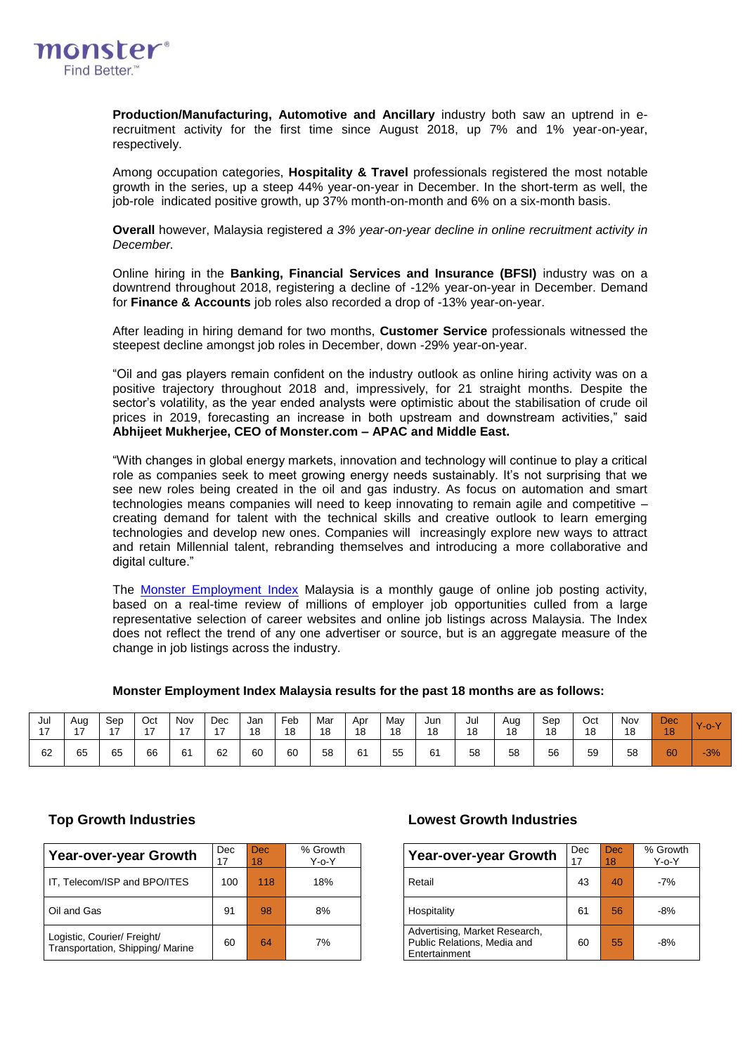**Production/Manufacturing, Automotive and Ancillary** industry both saw an uptrend in e-recruitment activity for the first time since August 2018, up 7% and 1% year-on-year, respectively.

Among occupation categories, **Hospitality & Travel** professionals registered the most notable growth in the series, up a steep 44% year-on-year in December. In the short-term as well, the job-role indicated positive growth, up 37% month-on-month and 6% on a six-month basis.

**Overall** however, Malaysia registered *a 3% year-on-year decline in online recruitment activity in December.*

Online hiring in the **Banking, Financial Services and Insurance (BFSI)** industry was on a downtrend throughout 2018, registering a decline of -12% year-on-year in December. Demand for **Finance & Accounts** job roles also recorded a drop of -13% year-on-year.

After leading in hiring demand for two months, **Customer Service** professionals witnessed the steepest decline amongst job roles in December, down -29% year-on-year.

"Oil and gas players remain confident on the industry outlook as online hiring activity was on a positive trajectory throughout 2018 and, impressively, for 21 straight months. Despite the sector's volatility, as the year ended analysts were optimistic about the stabilisation of crude oil prices in 2019, forecasting an increase in both upstream and downstream activities," said **Abhijeet Mukherjee, CEO of Monster.com – APAC and Middle East.**

"With changes in global energy markets, innovation and technology will continue to play a critical role as companies seek to meet growing energy needs sustainably. It's not surprising that we see new roles being created in the oil and gas industry. As focus on automation and smart technologies means companies will need to keep innovating to remain agile and competitive – creating demand for talent with the technical skills and creative outlook to learn emerging technologies and develop new ones. Companies will increasingly explore new ways to attract and retain Millennial talent, rebranding themselves and introducing a more collaborative and digital culture."

The Monster Employment Index Malaysia is a monthly gauge of online job posting activity, based on a real-time review of millions of employer job opportunities culled from a large representative selection of career websites and online job listings across Malaysia. The Index does not reflect the trend of any one advertiser or source, but is an aggregate measure of the change in job listings across the industry.

**Monster Employment Index Malaysia results for the past 18 months are as follows:**

| Jul 17 | Aug 17 | Sep 17 | Oct 17 | Nov 17 | Dec 17 | Jan 18 | Feb 18 | Mar 18 | Apr 18 | May 18 | Jun 18 | Jul 18 | Aug 18 | Sep 18 | Oct 18 | Nov 18 | Dec 18 | Y-o-Y |
|---|---|---|---|---|---|---|---|---|---|---|---|---|---|---|---|---|---|---|
| 62 | 65 | 65 | 66 | 61 | 62 | 60 | 60 | 58 | 61 | 55 | 61 | 58 | 58 | 56 | 59 | 58 | 60 | -3% |

### Top Growth Industries

| Year-over-year Growth | Dec 17 | Dec 18 | % Growth Y-o-Y |
|---|---|---|---|
| IT, Telecom/ISP and BPO/ITES | 100 | 118 | 18% |
| Oil and Gas | 91 | 98 | 8% |
| Logistic, Courier/ Freight/ Transportation, Shipping/ Marine | 60 | 64 | 7% |

### Lowest Growth Industries

| Year-over-year Growth | Dec 17 | Dec 18 | % Growth Y-o-Y |
|---|---|---|---|
| Retail | 43 | 40 | -7% |
| Hospitality | 61 | 56 | -8% |
| Advertising, Market Research, Public Relations, Media and Entertainment | 60 | 55 | -8% |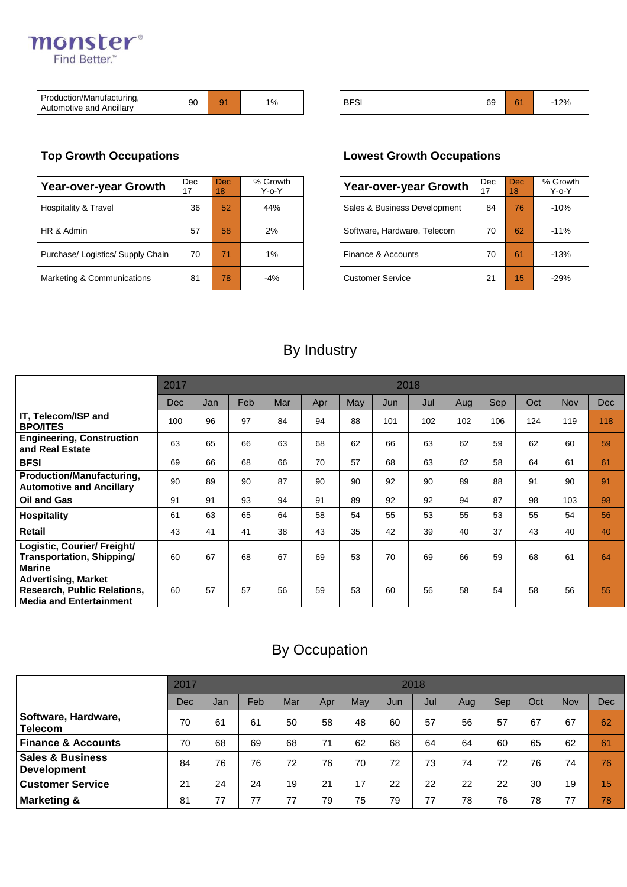| Production/Manufacturing, Automotive and Ancillary | 90 | 91 | 1% |
|---|---|---|---|

| BFSI | 69 | 61 | -12% |
|---|---|---|---|

### Top Growth Occupations

| Year-over-year Growth | Dec 17 | Dec 18 | % Growth Y-o-Y |
|---|---|---|---|
| Hospitality & Travel | 36 | 52 | 44% |
| HR & Admin | 57 | 58 | 2% |
| Purchase/ Logistics/ Supply Chain | 70 | 71 | 1% |
| Marketing & Communications | 81 | 78 | -4% |

### Lowest Growth Occupations

| Year-over-year Growth | Dec 17 | Dec 18 | % Growth Y-o-Y |
|---|---|---|---|
| Sales & Business Development | 84 | 76 | -10% |
| Software, Hardware, Telecom | 70 | 62 | -11% |
| Finance & Accounts | 70 | 61 | -13% |
| Customer Service | 21 | 15 | -29% |

## By Industry

| | 2017 | 2018 | | | | | | | | | | | |
|---|---|---|---|---|---|---|---|---|---|---|---|---|---|
| | Dec | Jan | Feb | Mar | Apr | May | Jun | Jul | Aug | Sep | Oct | Nov | Dec |
| **IT, Telecom/ISP and BPO/ITES** | 100 | 96 | 97 | 84 | 94 | 88 | 101 | 102 | 102 | 106 | 124 | 119 | 118 |
| **Engineering, Construction and Real Estate** | 63 | 65 | 66 | 63 | 68 | 62 | 66 | 63 | 62 | 59 | 62 | 60 | 59 |
| **BFSI** | 69 | 66 | 68 | 66 | 70 | 57 | 68 | 63 | 62 | 58 | 64 | 61 | 61 |
| **Production/Manufacturing, Automotive and Ancillary** | 90 | 89 | 90 | 87 | 90 | 90 | 92 | 90 | 89 | 88 | 91 | 90 | 91 |
| **Oil and Gas** | 91 | 91 | 93 | 94 | 91 | 89 | 92 | 92 | 94 | 87 | 98 | 103 | 98 |
| **Hospitality** | 61 | 63 | 65 | 64 | 58 | 54 | 55 | 53 | 55 | 53 | 55 | 54 | 56 |
| **Retail** | 43 | 41 | 41 | 38 | 43 | 35 | 42 | 39 | 40 | 37 | 43 | 40 | 40 |
| **Logistic, Courier/ Freight/ Transportation, Shipping/ Marine** | 60 | 67 | 68 | 67 | 69 | 53 | 70 | 69 | 66 | 59 | 68 | 61 | 64 |
| **Advertising, Market Research, Public Relations, Media and Entertainment** | 60 | 57 | 57 | 56 | 59 | 53 | 60 | 56 | 58 | 54 | 58 | 56 | 55 |

## By Occupation

| | 2017 | 2018 | | | | | | | | | | | |
|---|---|---|---|---|---|---|---|---|---|---|---|---|---|
| | Dec | Jan | Feb | Mar | Apr | May | Jun | Jul | Aug | Sep | Oct | Nov | Dec |
| **Software, Hardware, Telecom** | 70 | 61 | 61 | 50 | 58 | 48 | 60 | 57 | 56 | 57 | 67 | 67 | 62 |
| **Finance & Accounts** | 70 | 68 | 69 | 68 | 71 | 62 | 68 | 64 | 64 | 60 | 65 | 62 | 61 |
| **Sales & Business Development** | 84 | 76 | 76 | 72 | 76 | 70 | 72 | 73 | 74 | 72 | 76 | 74 | 76 |
| **Customer Service** | 21 | 24 | 24 | 19 | 21 | 17 | 22 | 22 | 22 | 22 | 30 | 19 | 15 |
| **Marketing &** | 81 | 77 | 77 | 77 | 79 | 75 | 79 | 77 | 78 | 76 | 78 | 77 | 78 |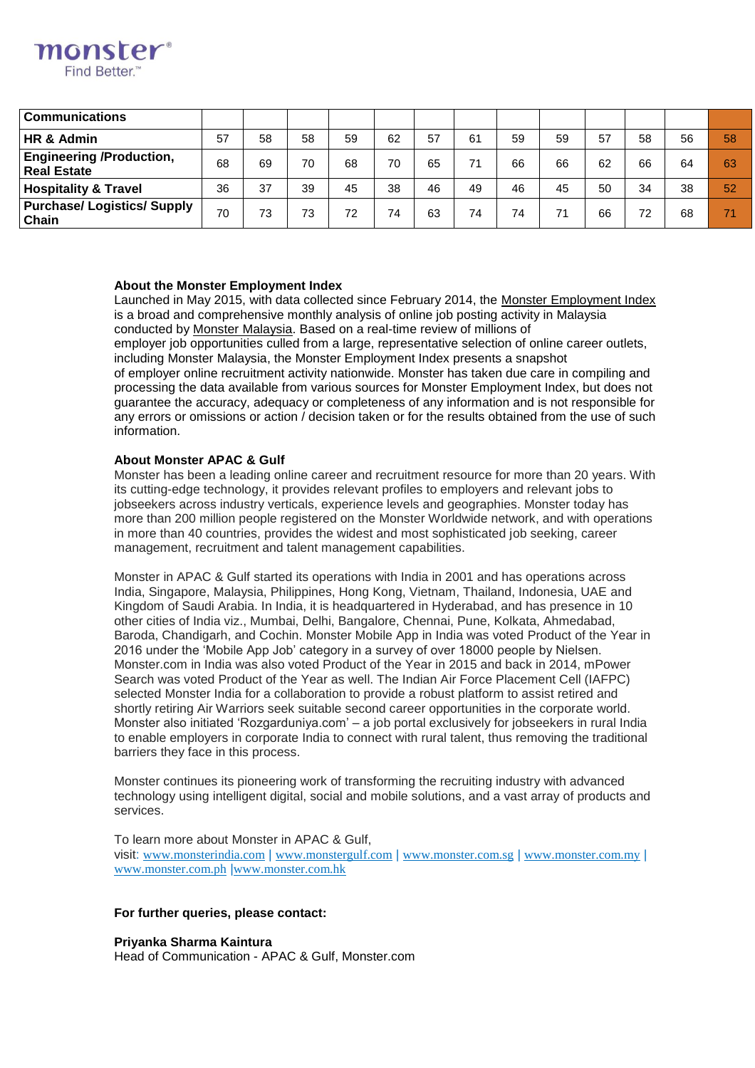| Communications | | | | | | | | | | | | | |
|---|---|---|---|---|---|---|---|---|---|---|---|---|---|
| HR & Admin | 57 | 58 | 58 | 59 | 62 | 57 | 61 | 59 | 59 | 57 | 58 | 56 | 58 |
| Engineering /Production, Real Estate | 68 | 69 | 70 | 68 | 70 | 65 | 71 | 66 | 66 | 62 | 66 | 64 | 63 |
| Hospitality & Travel | 36 | 37 | 39 | 45 | 38 | 46 | 49 | 46 | 45 | 50 | 34 | 38 | 52 |
| Purchase/ Logistics/ Supply Chain | 70 | 73 | 73 | 72 | 74 | 63 | 74 | 74 | 71 | 66 | 72 | 68 | 71 |

**About the Monster Employment Index**

Launched in May 2015, with data collected since February 2014, the Monster Employment Index is a broad and comprehensive monthly analysis of online job posting activity in Malaysia conducted by Monster Malaysia. Based on a real-time review of millions of employer job opportunities culled from a large, representative selection of online career outlets, including Monster Malaysia, the Monster Employment Index presents a snapshot of employer online recruitment activity nationwide. Monster has taken due care in compiling and processing the data available from various sources for Monster Employment Index, but does not guarantee the accuracy, adequacy or completeness of any information and is not responsible for any errors or omissions or action / decision taken or for the results obtained from the use of such information.

**About Monster APAC & Gulf**

Monster has been a leading online career and recruitment resource for more than 20 years. With its cutting-edge technology, it provides relevant profiles to employers and relevant jobs to jobseekers across industry verticals, experience levels and geographies. Monster today has more than 200 million people registered on the Monster Worldwide network, and with operations in more than 40 countries, provides the widest and most sophisticated job seeking, career management, recruitment and talent management capabilities.

Monster in APAC & Gulf started its operations with India in 2001 and has operations across India, Singapore, Malaysia, Philippines, Hong Kong, Vietnam, Thailand, Indonesia, UAE and Kingdom of Saudi Arabia. In India, it is headquartered in Hyderabad, and has presence in 10 other cities of India viz., Mumbai, Delhi, Bangalore, Chennai, Pune, Kolkata, Ahmedabad, Baroda, Chandigarh, and Cochin. Monster Mobile App in India was voted Product of the Year in 2016 under the 'Mobile App Job' category in a survey of over 18000 people by Nielsen. Monster.com in India was also voted Product of the Year in 2015 and back in 2014, mPower Search was voted Product of the Year as well. The Indian Air Force Placement Cell (IAFPC) selected Monster India for a collaboration to provide a robust platform to assist retired and shortly retiring Air Warriors seek suitable second career opportunities in the corporate world. Monster also initiated 'Rozgarduniya.com' – a job portal exclusively for jobseekers in rural India to enable employers in corporate India to connect with rural talent, thus removing the traditional barriers they face in this process.

Monster continues its pioneering work of transforming the recruiting industry with advanced technology using intelligent digital, social and mobile solutions, and a vast array of products and services.

To learn more about Monster in APAC & Gulf,
visit: www.monsterindia.com | www.monstergulf.com | www.monster.com.sg | www.monster.com.my | www.monster.com.ph |www.monster.com.hk

**For further queries, please contact:**

**Priyanka Sharma Kaintura**
Head of Communication - APAC & Gulf, Monster.com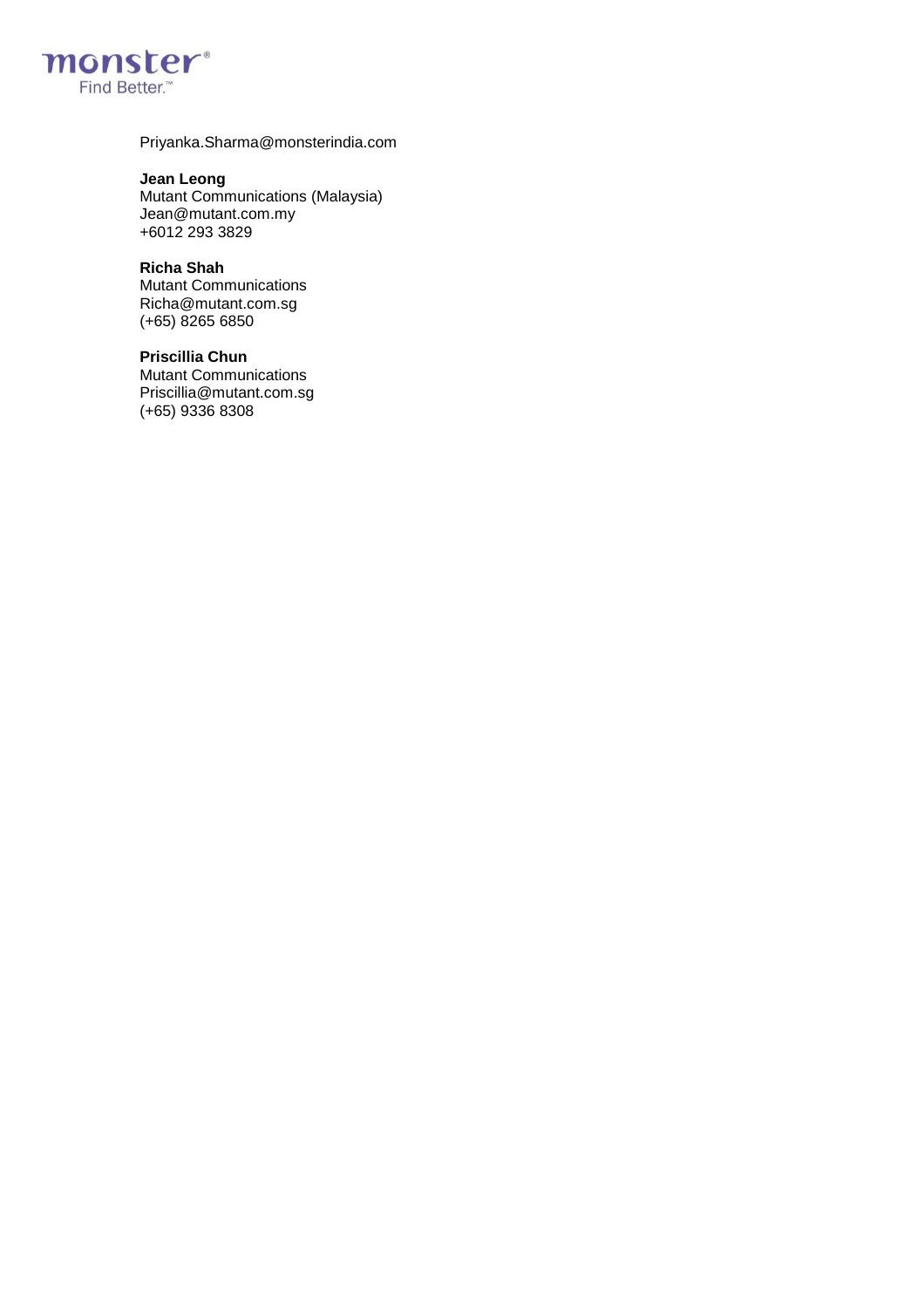Priyanka.Sharma@monsterindia.com

**Jean Leong**
Mutant Communications (Malaysia)
Jean@mutant.com.my
+6012 293 3829

**Richa Shah**
Mutant Communications
Richa@mutant.com.sg
(+65) 8265 6850

**Priscillia Chun**
Mutant Communications
Priscillia@mutant.com.sg
(+65) 9336 8308